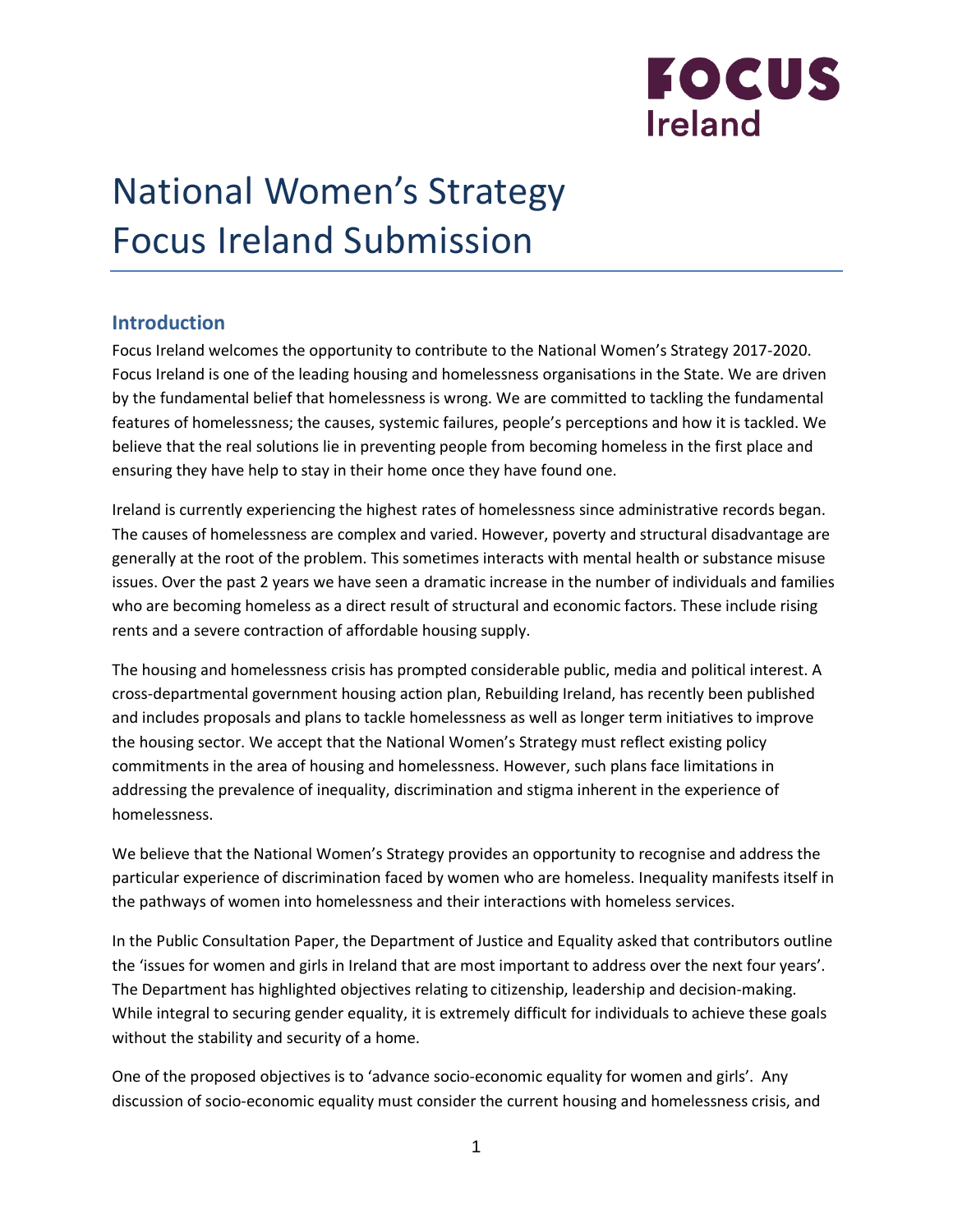# National Women's Strategy Focus Ireland Submission

## Introduction

Focus Ireland welcomes the opportunity to contribute to the National Women's Strategy 2017-2020. Focus Ireland is one of the leading housing and homelessness organisations in the State. We are driven by the fundamental belief that homelessness is wrong. We are committed to tackling the fundamental features of homelessness; the causes, systemic failures, people's perceptions and how it is tackled. We believe that the real solutions lie in preventing people from becoming homeless in the first place and ensuring they have help to stay in their home once they have found one.

Ireland is currently experiencing the highest rates of homelessness since administrative records began. The causes of homelessness are complex and varied. However, poverty and structural disadvantage are generally at the root of the problem. This sometimes interacts with mental health or substance misuse issues. Over the past 2 years we have seen a dramatic increase in the number of individuals and families who are becoming homeless as a direct result of structural and economic factors. These include rising rents and a severe contraction of affordable housing supply.

The housing and homelessness crisis has prompted considerable public, media and political interest. A cross-departmental government housing action plan, Rebuilding Ireland, has recently been published and includes proposals and plans to tackle homelessness as well as longer term initiatives to improve the housing sector. We accept that the National Women's Strategy must reflect existing policy commitments in the area of housing and homelessness. However, such plans face limitations in addressing the prevalence of inequality, discrimination and stigma inherent in the experience of homelessness.

We believe that the National Women's Strategy provides an opportunity to recognise and address the particular experience of discrimination faced by women who are homeless. Inequality manifests itself in the pathways of women into homelessness and their interactions with homeless services.

In the Public Consultation Paper, the Department of Justice and Equality asked that contributors outline the 'issues for women and girls in Ireland that are most important to address over the next four years'. The Department has highlighted objectives relating to citizenship, leadership and decision-making. While integral to securing gender equality, it is extremely difficult for individuals to achieve these goals without the stability and security of a home.

One of the proposed objectives is to 'advance socio-economic equality for women and girls'. Any discussion of socio-economic equality must consider the current housing and homelessness crisis, and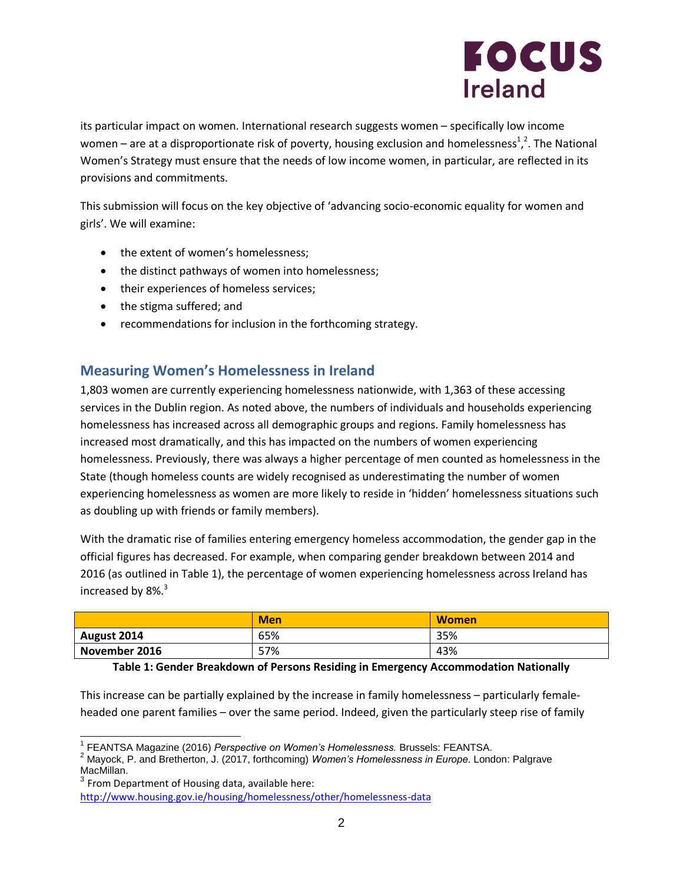its particular impact on women. International research suggests women – specifically low income women – are at a disproportionate risk of poverty, housing exclusion and homelessness[1],[2]. The National Women's Strategy must ensure that the needs of low income women, in particular, are reflected in its provisions and commitments.

This submission will focus on the key objective of 'advancing socio-economic equality for women and girls'. We will examine:

- the extent of women's homelessness;
- the distinct pathways of women into homelessness;
- their experiences of homeless services;
- the stigma suffered; and
- recommendations for inclusion in the forthcoming strategy.

## Measuring Women's Homelessness in Ireland

1,803 women are currently experiencing homelessness nationwide, with 1,363 of these accessing services in the Dublin region. As noted above, the numbers of individuals and households experiencing homelessness has increased across all demographic groups and regions. Family homelessness has increased most dramatically, and this has impacted on the numbers of women experiencing homelessness. Previously, there was always a higher percentage of men counted as homelessness in the State (though homeless counts are widely recognised as underestimating the number of women experiencing homelessness as women are more likely to reside in 'hidden' homelessness situations such as doubling up with friends or family members).

With the dramatic rise of families entering emergency homeless accommodation, the gender gap in the official figures has decreased. For example, when comparing gender breakdown between 2014 and 2016 (as outlined in Table 1), the percentage of women experiencing homelessness across Ireland has increased by 8%.[3]

| | Men | Women |
|---|---|---|
| **August 2014** | 65% | 35% |
| **November 2016** | 57% | 43% |

**Table 1: Gender Breakdown of Persons Residing in Emergency Accommodation Nationally**

This increase can be partially explained by the increase in family homelessness – particularly female-headed one parent families – over the same period. Indeed, given the particularly steep rise of family

---

[1] FEANTSA Magazine (2016) *Perspective on Women's Homelessness.* Brussels: FEANTSA.

[2] Mayock, P. and Bretherton, J. (2017, forthcoming) *Women's Homelessness in Europe.* London: Palgrave MacMillan.

[3] From Department of Housing data, available here: http://www.housing.gov.ie/housing/homelessness/other/homelessness-data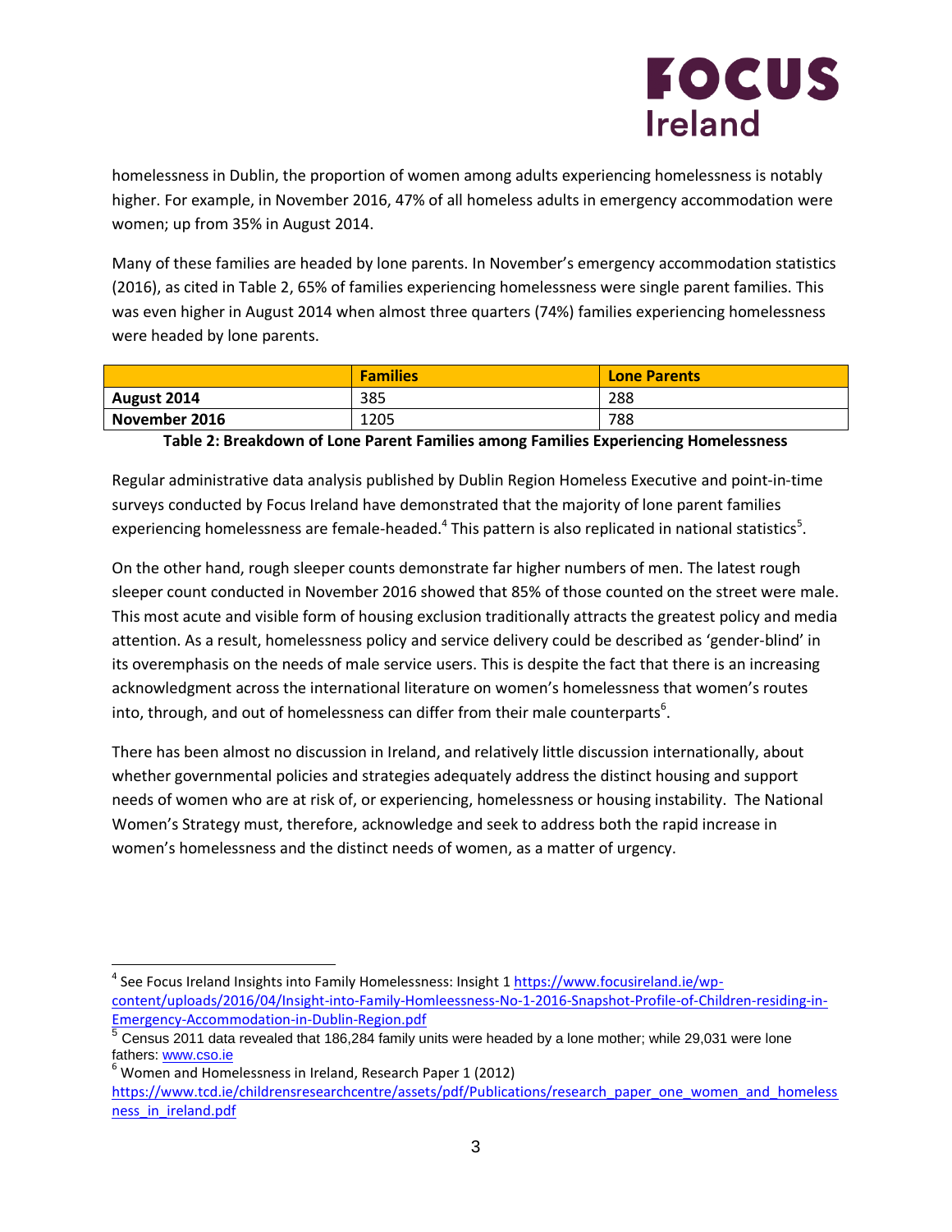homelessness in Dublin, the proportion of women among adults experiencing homelessness is notably higher. For example, in November 2016, 47% of all homeless adults in emergency accommodation were women; up from 35% in August 2014.

Many of these families are headed by lone parents. In November's emergency accommodation statistics (2016), as cited in Table 2, 65% of families experiencing homelessness were single parent families. This was even higher in August 2014 when almost three quarters (74%) families experiencing homelessness were headed by lone parents.

| | **Families** | **Lone Parents** |
|---|---|---|
| **August 2014** | 385 | 288 |
| **November 2016** | 1205 | 788 |

**Table 2: Breakdown of Lone Parent Families among Families Experiencing Homelessness**

Regular administrative data analysis published by Dublin Region Homeless Executive and point-in-time surveys conducted by Focus Ireland have demonstrated that the majority of lone parent families experiencing homelessness are female-headed.[4] This pattern is also replicated in national statistics[5].

On the other hand, rough sleeper counts demonstrate far higher numbers of men. The latest rough sleeper count conducted in November 2016 showed that 85% of those counted on the street were male. This most acute and visible form of housing exclusion traditionally attracts the greatest policy and media attention. As a result, homelessness policy and service delivery could be described as 'gender-blind' in its overemphasis on the needs of male service users. This is despite the fact that there is an increasing acknowledgment across the international literature on women's homelessness that women's routes into, through, and out of homelessness can differ from their male counterparts[6].

There has been almost no discussion in Ireland, and relatively little discussion internationally, about whether governmental policies and strategies adequately address the distinct housing and support needs of women who are at risk of, or experiencing, homelessness or housing instability. The National Women's Strategy must, therefore, acknowledge and seek to address both the rapid increase in women's homelessness and the distinct needs of women, as a matter of urgency.

---

[4] See Focus Ireland Insights into Family Homelessness: Insight 1 https://www.focusireland.ie/wp-content/uploads/2016/04/Insight-into-Family-Homleessness-No-1-2016-Snapshot-Profile-of-Children-residing-in-Emergency-Accommodation-in-Dublin-Region.pdf

[5] Census 2011 data revealed that 186,284 family units were headed by a lone mother; while 29,031 were lone fathers: www.cso.ie

[6] Women and Homelessness in Ireland, Research Paper 1 (2012) https://www.tcd.ie/childrensresearchcentre/assets/pdf/Publications/research_paper_one_women_and_homelessness_in_ireland.pdf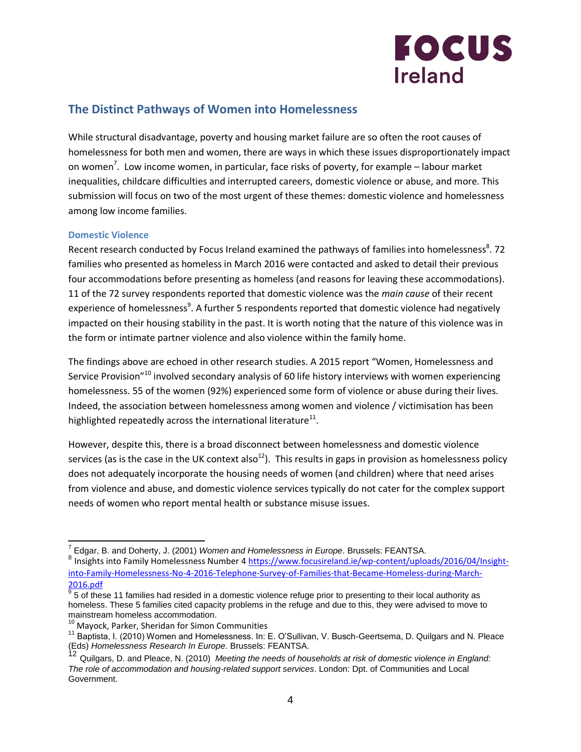## The Distinct Pathways of Women into Homelessness

While structural disadvantage, poverty and housing market failure are so often the root causes of homelessness for both men and women, there are ways in which these issues disproportionately impact on women[7]. Low income women, in particular, face risks of poverty, for example – labour market inequalities, childcare difficulties and interrupted careers, domestic violence or abuse, and more. This submission will focus on two of the most urgent of these themes: domestic violence and homelessness among low income families.

### Domestic Violence

Recent research conducted by Focus Ireland examined the pathways of families into homelessness[8]. 72 families who presented as homeless in March 2016 were contacted and asked to detail their previous four accommodations before presenting as homeless (and reasons for leaving these accommodations). 11 of the 72 survey respondents reported that domestic violence was the *main cause* of their recent experience of homelessness[9]. A further 5 respondents reported that domestic violence had negatively impacted on their housing stability in the past. It is worth noting that the nature of this violence was in the form or intimate partner violence and also violence within the family home.

The findings above are echoed in other research studies. A 2015 report "Women, Homelessness and Service Provision"[10] involved secondary analysis of 60 life history interviews with women experiencing homelessness. 55 of the women (92%) experienced some form of violence or abuse during their lives. Indeed, the association between homelessness among women and violence / victimisation has been highlighted repeatedly across the international literature[11].

However, despite this, there is a broad disconnect between homelessness and domestic violence services (as is the case in the UK context also[12]). This results in gaps in provision as homelessness policy does not adequately incorporate the housing needs of women (and children) where that need arises from violence and abuse, and domestic violence services typically do not cater for the complex support needs of women who report mental health or substance misuse issues.

---

[7] Edgar, B. and Doherty, J. (2001) *Women and Homelessness in Europe*. Brussels: FEANTSA.

[8] Insights into Family Homelessness Number 4 https://www.focusireland.ie/wp-content/uploads/2016/04/Insight-into-Family-Homelessness-No-4-2016-Telephone-Survey-of-Families-that-Became-Homeless-during-March-2016.pdf

[9] 5 of these 11 families had resided in a domestic violence refuge prior to presenting to their local authority as homeless. These 5 families cited capacity problems in the refuge and due to this, they were advised to move to mainstream homeless accommodation.

[10] Mayock, Parker, Sheridan for Simon Communities

[11] Baptista, I. (2010) Women and Homelessness. In: E. O'Sullivan, V. Busch-Geertsema, D. Quilgars and N. Pleace (Eds) *Homelessness Research In Europe.* Brussels: FEANTSA.

[12] Quilgars, D. and Pleace, N. (2010) *Meeting the needs of households at risk of domestic violence in England: The role of accommodation and housing-related support services*. London: Dpt. of Communities and Local Government.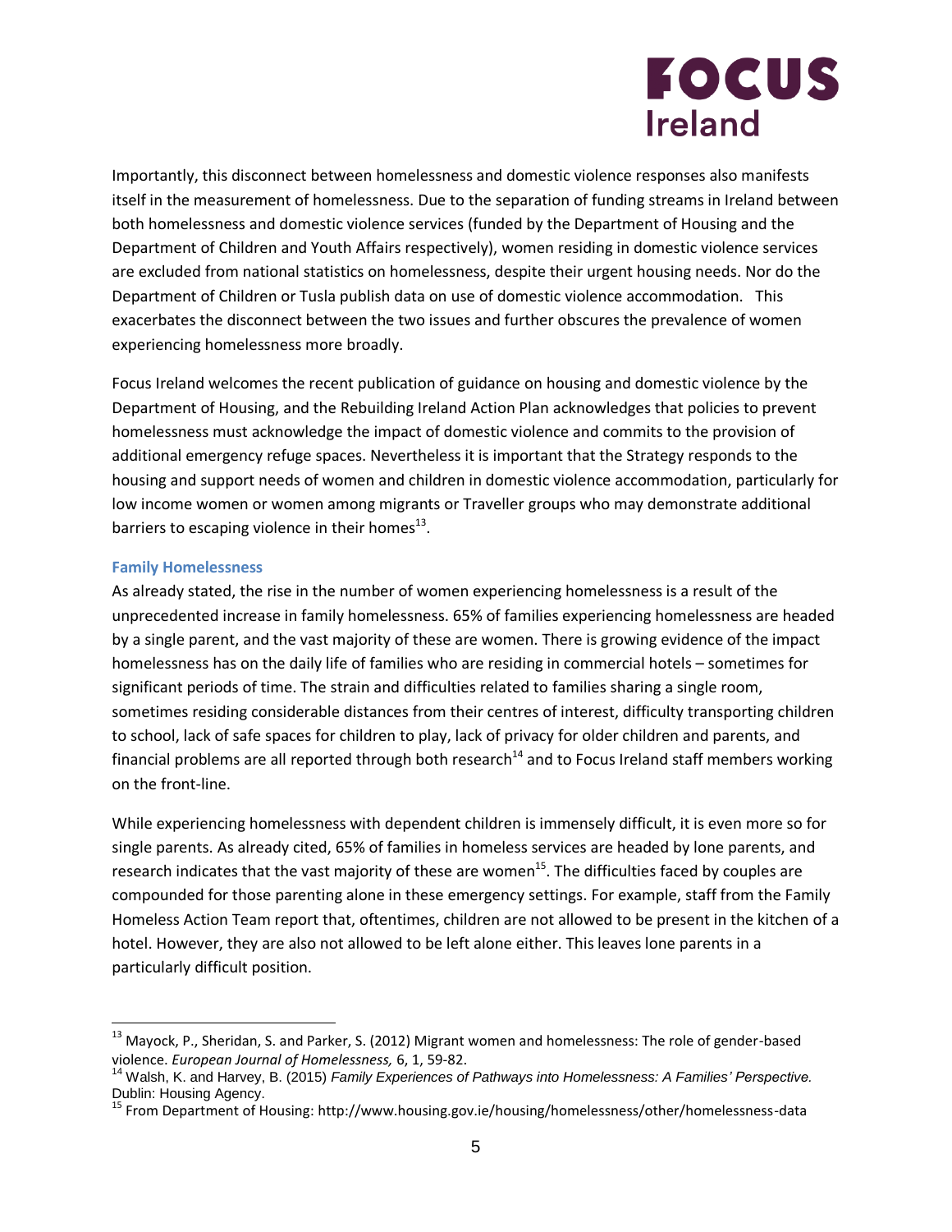Importantly, this disconnect between homelessness and domestic violence responses also manifests itself in the measurement of homelessness. Due to the separation of funding streams in Ireland between both homelessness and domestic violence services (funded by the Department of Housing and the Department of Children and Youth Affairs respectively), women residing in domestic violence services are excluded from national statistics on homelessness, despite their urgent housing needs. Nor do the Department of Children or Tusla publish data on use of domestic violence accommodation. This exacerbates the disconnect between the two issues and further obscures the prevalence of women experiencing homelessness more broadly.

Focus Ireland welcomes the recent publication of guidance on housing and domestic violence by the Department of Housing, and the Rebuilding Ireland Action Plan acknowledges that policies to prevent homelessness must acknowledge the impact of domestic violence and commits to the provision of additional emergency refuge spaces. Nevertheless it is important that the Strategy responds to the housing and support needs of women and children in domestic violence accommodation, particularly for low income women or women among migrants or Traveller groups who may demonstrate additional barriers to escaping violence in their homes[13].

### Family Homelessness

As already stated, the rise in the number of women experiencing homelessness is a result of the unprecedented increase in family homelessness. 65% of families experiencing homelessness are headed by a single parent, and the vast majority of these are women. There is growing evidence of the impact homelessness has on the daily life of families who are residing in commercial hotels – sometimes for significant periods of time. The strain and difficulties related to families sharing a single room, sometimes residing considerable distances from their centres of interest, difficulty transporting children to school, lack of safe spaces for children to play, lack of privacy for older children and parents, and financial problems are all reported through both research[14] and to Focus Ireland staff members working on the front-line.

While experiencing homelessness with dependent children is immensely difficult, it is even more so for single parents. As already cited, 65% of families in homeless services are headed by lone parents, and research indicates that the vast majority of these are women[15]. The difficulties faced by couples are compounded for those parenting alone in these emergency settings. For example, staff from the Family Homeless Action Team report that, oftentimes, children are not allowed to be present in the kitchen of a hotel. However, they are also not allowed to be left alone either. This leaves lone parents in a particularly difficult position.

---

[13] Mayock, P., Sheridan, S. and Parker, S. (2012) Migrant women and homelessness: The role of gender-based violence. *European Journal of Homelessness,* 6, 1, 59-82.

[14] Walsh, K. and Harvey, B. (2015) *Family Experiences of Pathways into Homelessness: A Families' Perspective.* Dublin: Housing Agency.

[15] From Department of Housing: http://www.housing.gov.ie/housing/homelessness/other/homelessness-data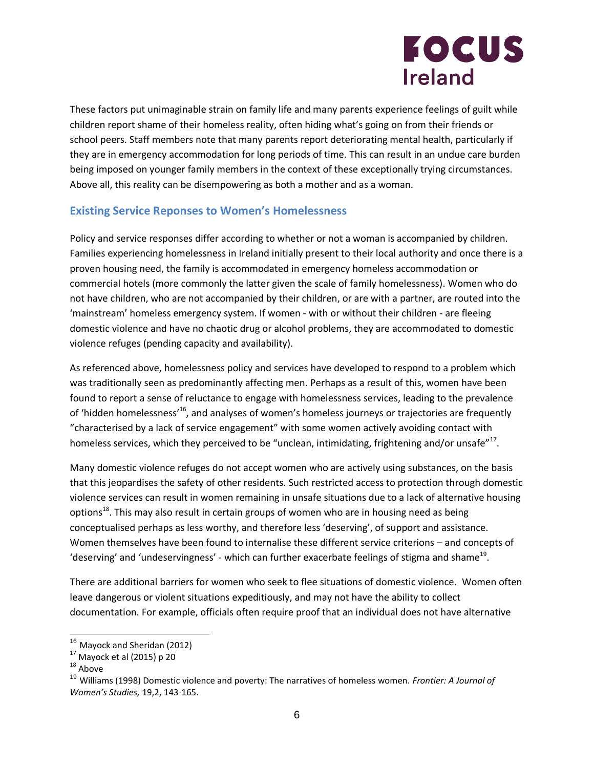These factors put unimaginable strain on family life and many parents experience feelings of guilt while children report shame of their homeless reality, often hiding what's going on from their friends or school peers. Staff members note that many parents report deteriorating mental health, particularly if they are in emergency accommodation for long periods of time. This can result in an undue care burden being imposed on younger family members in the context of these exceptionally trying circumstances. Above all, this reality can be disempowering as both a mother and as a woman.

## Existing Service Reponses to Women's Homelessness

Policy and service responses differ according to whether or not a woman is accompanied by children. Families experiencing homelessness in Ireland initially present to their local authority and once there is a proven housing need, the family is accommodated in emergency homeless accommodation or commercial hotels (more commonly the latter given the scale of family homelessness). Women who do not have children, who are not accompanied by their children, or are with a partner, are routed into the 'mainstream' homeless emergency system. If women - with or without their children - are fleeing domestic violence and have no chaotic drug or alcohol problems, they are accommodated to domestic violence refuges (pending capacity and availability).

As referenced above, homelessness policy and services have developed to respond to a problem which was traditionally seen as predominantly affecting men. Perhaps as a result of this, women have been found to report a sense of reluctance to engage with homelessness services, leading to the prevalence of 'hidden homelessness'[16], and analyses of women's homeless journeys or trajectories are frequently "characterised by a lack of service engagement" with some women actively avoiding contact with homeless services, which they perceived to be "unclean, intimidating, frightening and/or unsafe"[17].

Many domestic violence refuges do not accept women who are actively using substances, on the basis that this jeopardises the safety of other residents. Such restricted access to protection through domestic violence services can result in women remaining in unsafe situations due to a lack of alternative housing options[18]. This may also result in certain groups of women who are in housing need as being conceptualised perhaps as less worthy, and therefore less 'deserving', of support and assistance. Women themselves have been found to internalise these different service criterions – and concepts of 'deserving' and 'undeservingness' - which can further exacerbate feelings of stigma and shame[19].

There are additional barriers for women who seek to flee situations of domestic violence. Women often leave dangerous or violent situations expeditiously, and may not have the ability to collect documentation. For example, officials often require proof that an individual does not have alternative

---

[16] Mayock and Sheridan (2012)

[17] Mayock et al (2015) p 20

[18] Above

[19] Williams (1998) Domestic violence and poverty: The narratives of homeless women. *Frontier: A Journal of Women's Studies,* 19,2, 143-165.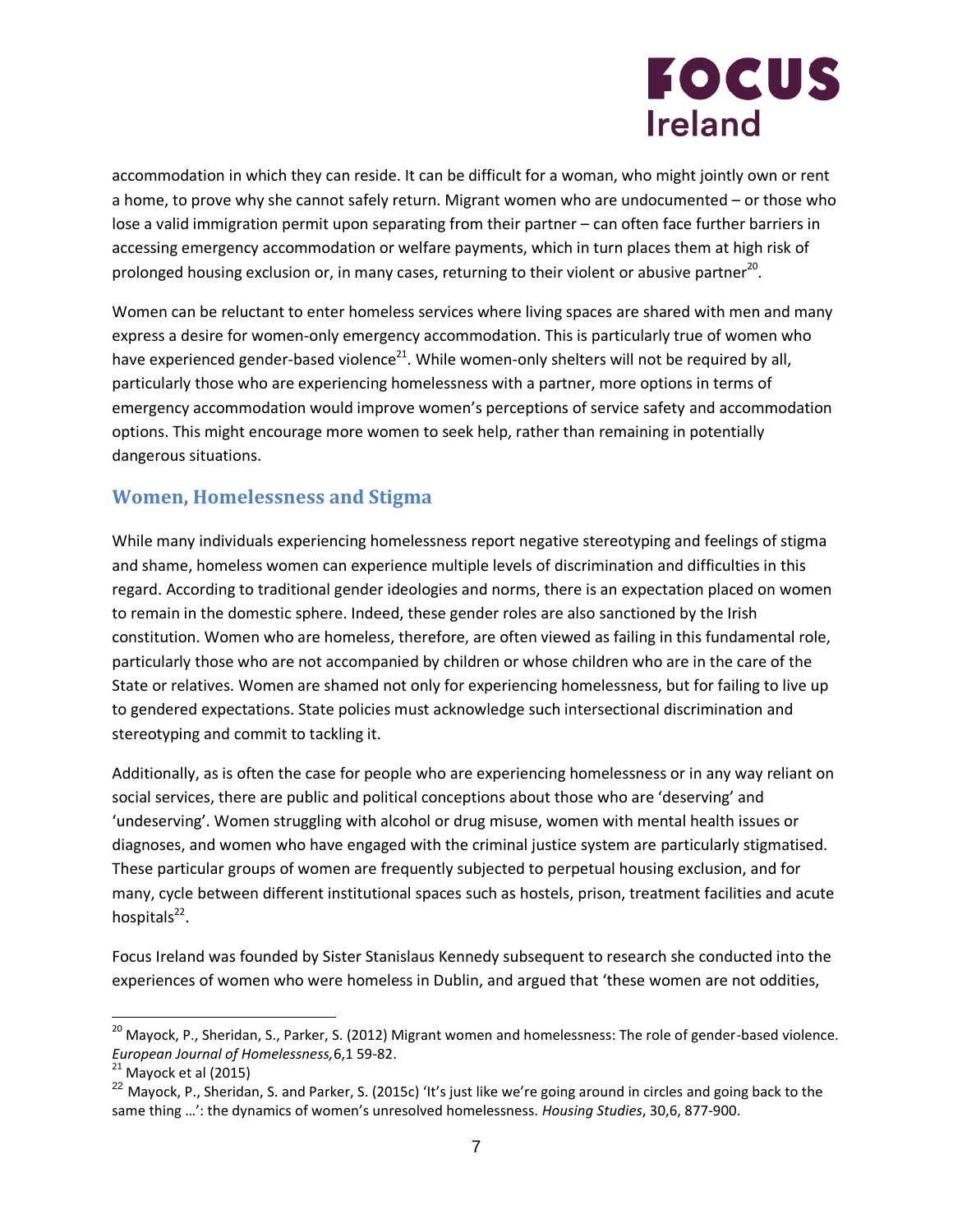accommodation in which they can reside. It can be difficult for a woman, who might jointly own or rent a home, to prove why she cannot safely return. Migrant women who are undocumented – or those who lose a valid immigration permit upon separating from their partner – can often face further barriers in accessing emergency accommodation or welfare payments, which in turn places them at high risk of prolonged housing exclusion or, in many cases, returning to their violent or abusive partner[20].

Women can be reluctant to enter homeless services where living spaces are shared with men and many express a desire for women-only emergency accommodation. This is particularly true of women who have experienced gender-based violence[21]. While women-only shelters will not be required by all, particularly those who are experiencing homelessness with a partner, more options in terms of emergency accommodation would improve women's perceptions of service safety and accommodation options. This might encourage more women to seek help, rather than remaining in potentially dangerous situations.

## Women, Homelessness and Stigma

While many individuals experiencing homelessness report negative stereotyping and feelings of stigma and shame, homeless women can experience multiple levels of discrimination and difficulties in this regard. According to traditional gender ideologies and norms, there is an expectation placed on women to remain in the domestic sphere. Indeed, these gender roles are also sanctioned by the Irish constitution. Women who are homeless, therefore, are often viewed as failing in this fundamental role, particularly those who are not accompanied by children or whose children who are in the care of the State or relatives. Women are shamed not only for experiencing homelessness, but for failing to live up to gendered expectations. State policies must acknowledge such intersectional discrimination and stereotyping and commit to tackling it.

Additionally, as is often the case for people who are experiencing homelessness or in any way reliant on social services, there are public and political conceptions about those who are 'deserving' and 'undeserving'. Women struggling with alcohol or drug misuse, women with mental health issues or diagnoses, and women who have engaged with the criminal justice system are particularly stigmatised. These particular groups of women are frequently subjected to perpetual housing exclusion, and for many, cycle between different institutional spaces such as hostels, prison, treatment facilities and acute hospitals[22].

Focus Ireland was founded by Sister Stanislaus Kennedy subsequent to research she conducted into the experiences of women who were homeless in Dublin, and argued that 'these women are not oddities,

---

[20] Mayock, P., Sheridan, S., Parker, S. (2012) Migrant women and homelessness: The role of gender-based violence. *European Journal of Homelessness,*6,1 59-82.

[21] Mayock et al (2015)

[22] Mayock, P., Sheridan, S. and Parker, S. (2015c) 'It's just like we're going around in circles and going back to the same thing …': the dynamics of women's unresolved homelessness. *Housing Studies*, 30,6, 877-900.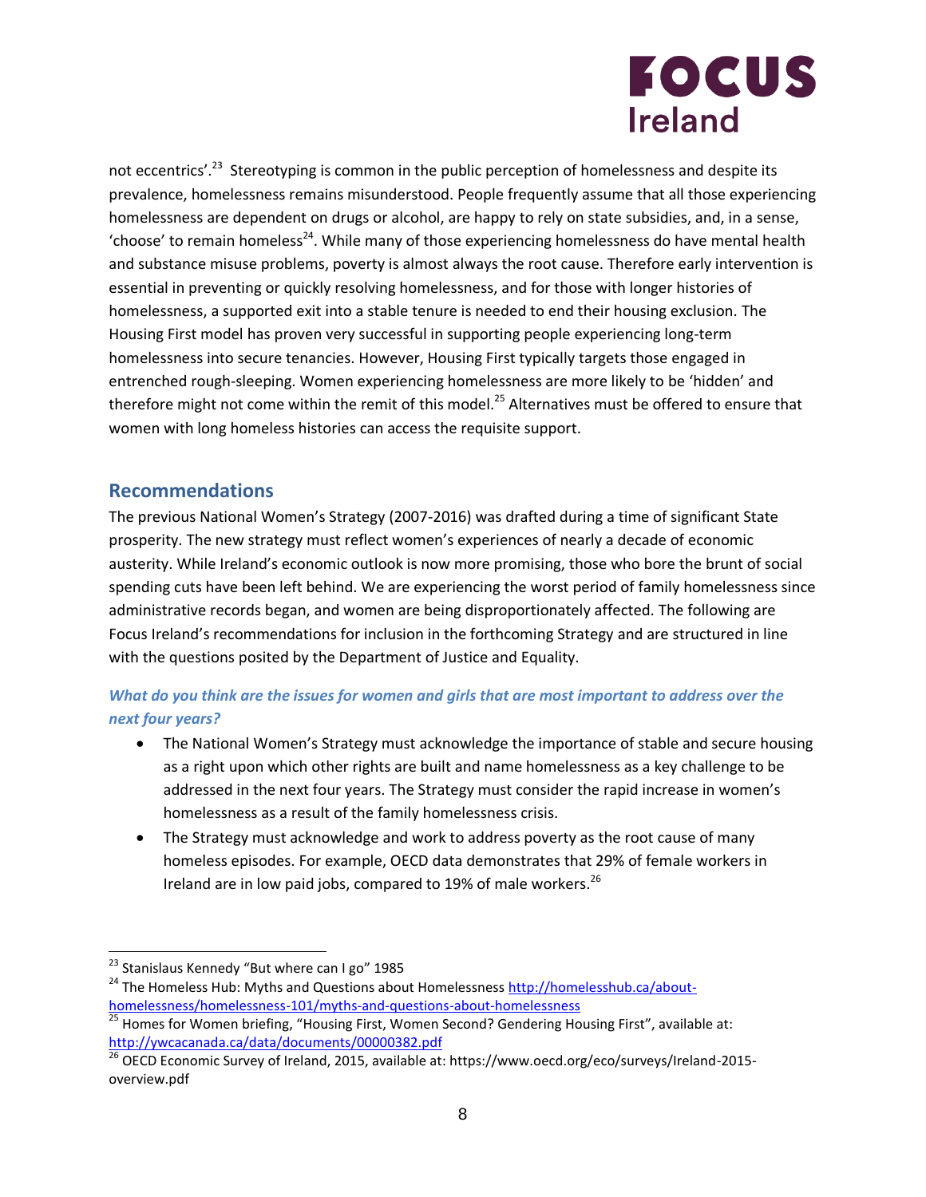not eccentrics'.[23] Stereotyping is common in the public perception of homelessness and despite its prevalence, homelessness remains misunderstood. People frequently assume that all those experiencing homelessness are dependent on drugs or alcohol, are happy to rely on state subsidies, and, in a sense, 'choose' to remain homeless[24]. While many of those experiencing homelessness do have mental health and substance misuse problems, poverty is almost always the root cause. Therefore early intervention is essential in preventing or quickly resolving homelessness, and for those with longer histories of homelessness, a supported exit into a stable tenure is needed to end their housing exclusion. The Housing First model has proven very successful in supporting people experiencing long-term homelessness into secure tenancies. However, Housing First typically targets those engaged in entrenched rough-sleeping. Women experiencing homelessness are more likely to be 'hidden' and therefore might not come within the remit of this model.[25] Alternatives must be offered to ensure that women with long homeless histories can access the requisite support.

## Recommendations

The previous National Women's Strategy (2007-2016) was drafted during a time of significant State prosperity. The new strategy must reflect women's experiences of nearly a decade of economic austerity. While Ireland's economic outlook is now more promising, those who bore the brunt of social spending cuts have been left behind. We are experiencing the worst period of family homelessness since administrative records began, and women are being disproportionately affected. The following are Focus Ireland's recommendations for inclusion in the forthcoming Strategy and are structured in line with the questions posited by the Department of Justice and Equality.

### *What do you think are the issues for women and girls that are most important to address over the next four years?*

- The National Women's Strategy must acknowledge the importance of stable and secure housing as a right upon which other rights are built and name homelessness as a key challenge to be addressed in the next four years. The Strategy must consider the rapid increase in women's homelessness as a result of the family homelessness crisis.
- The Strategy must acknowledge and work to address poverty as the root cause of many homeless episodes. For example, OECD data demonstrates that 29% of female workers in Ireland are in low paid jobs, compared to 19% of male workers.[26]

---

[23] Stanislaus Kennedy "But where can I go" 1985

[24] The Homeless Hub: Myths and Questions about Homelessness http://homelesshub.ca/about-homelessness/homelessness-101/myths-and-questions-about-homelessness

[25] Homes for Women briefing, "Housing First, Women Second? Gendering Housing First", available at: http://ywcacanada.ca/data/documents/00000382.pdf

[26] OECD Economic Survey of Ireland, 2015, available at: https://www.oecd.org/eco/surveys/Ireland-2015-overview.pdf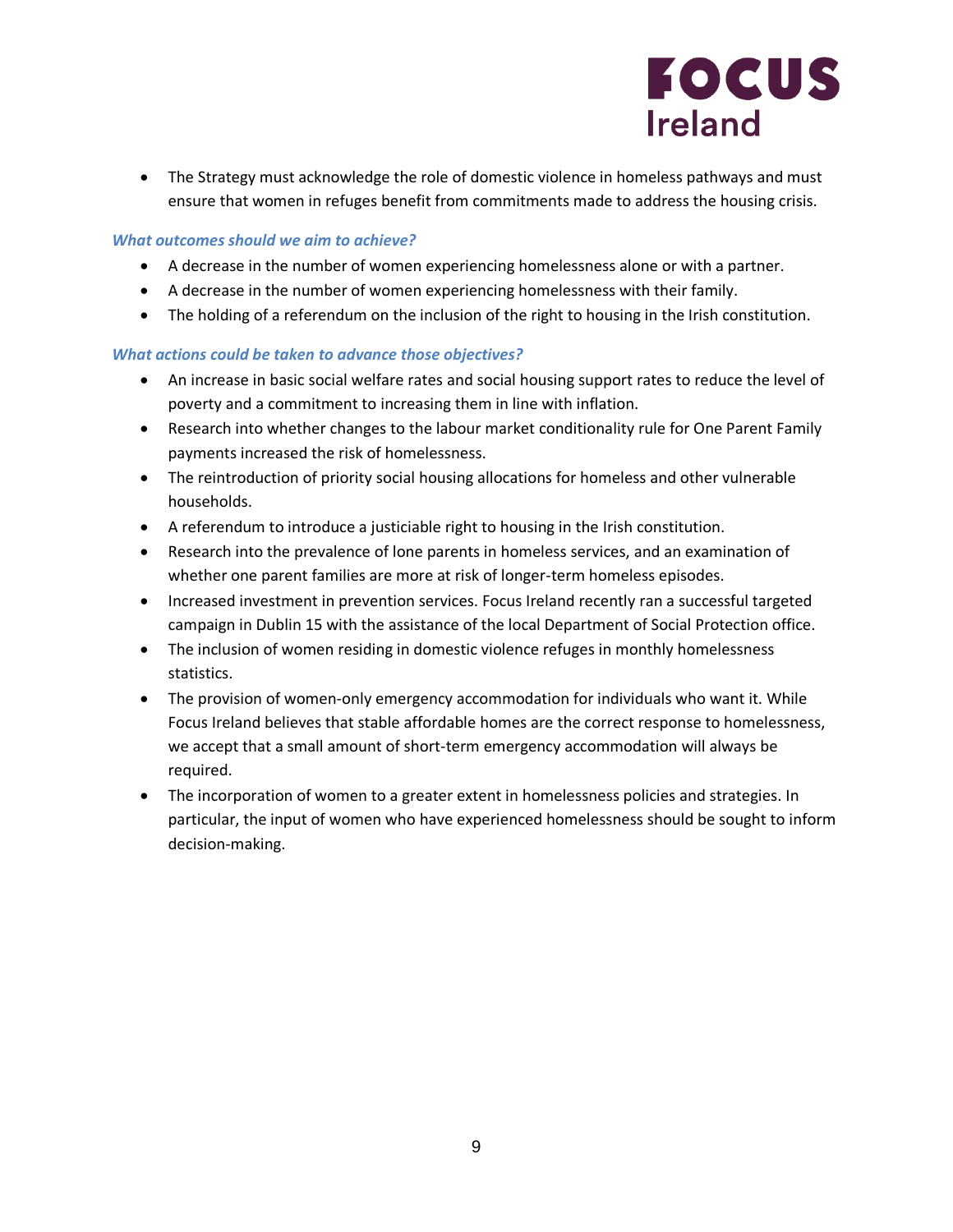- The Strategy must acknowledge the role of domestic violence in homeless pathways and must ensure that women in refuges benefit from commitments made to address the housing crisis.

***What outcomes should we aim to achieve?***

- A decrease in the number of women experiencing homelessness alone or with a partner.
- A decrease in the number of women experiencing homelessness with their family.
- The holding of a referendum on the inclusion of the right to housing in the Irish constitution.

***What actions could be taken to advance those objectives?***

- An increase in basic social welfare rates and social housing support rates to reduce the level of poverty and a commitment to increasing them in line with inflation.
- Research into whether changes to the labour market conditionality rule for One Parent Family payments increased the risk of homelessness.
- The reintroduction of priority social housing allocations for homeless and other vulnerable households.
- A referendum to introduce a justiciable right to housing in the Irish constitution.
- Research into the prevalence of lone parents in homeless services, and an examination of whether one parent families are more at risk of longer-term homeless episodes.
- Increased investment in prevention services. Focus Ireland recently ran a successful targeted campaign in Dublin 15 with the assistance of the local Department of Social Protection office.
- The inclusion of women residing in domestic violence refuges in monthly homelessness statistics.
- The provision of women-only emergency accommodation for individuals who want it. While Focus Ireland believes that stable affordable homes are the correct response to homelessness, we accept that a small amount of short-term emergency accommodation will always be required.
- The incorporation of women to a greater extent in homelessness policies and strategies. In particular, the input of women who have experienced homelessness should be sought to inform decision-making.